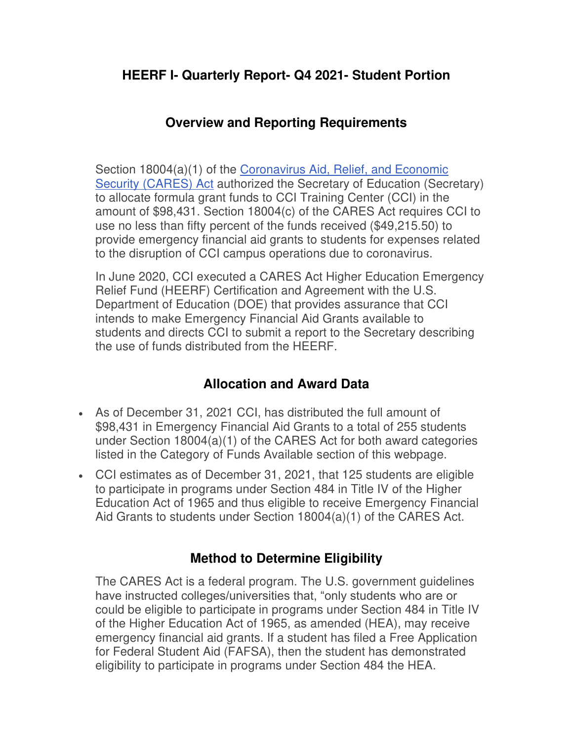# HEERF I- Quarterly Report- Q4 2021- Student Portion

## Overview and Reporting Requirements

Section 18004(a)(1) of the [Coronavirus Aid, Relief, and Economic Security (CARES) Act](#) authorized the Secretary of Education (Secretary) to allocate formula grant funds to CCI Training Center (CCI) in the amount of $98,431. Section 18004(c) of the CARES Act requires CCI to use no less than fifty percent of the funds received ($49,215.50) to provide emergency financial aid grants to students for expenses related to the disruption of CCI campus operations due to coronavirus.

In June 2020, CCI executed a CARES Act Higher Education Emergency Relief Fund (HEERF) Certification and Agreement with the U.S. Department of Education (DOE) that provides assurance that CCI intends to make Emergency Financial Aid Grants available to students and directs CCI to submit a report to the Secretary describing the use of funds distributed from the HEERF.

## Allocation and Award Data

- As of December 31, 2021 CCI, has distributed the full amount of $98,431 in Emergency Financial Aid Grants to a total of 255 students under Section 18004(a)(1) of the CARES Act for both award categories listed in the Category of Funds Available section of this webpage.
- CCI estimates as of December 31, 2021, that 125 students are eligible to participate in programs under Section 484 in Title IV of the Higher Education Act of 1965 and thus eligible to receive Emergency Financial Aid Grants to students under Section 18004(a)(1) of the CARES Act.

## Method to Determine Eligibility

The CARES Act is a federal program. The U.S. government guidelines have instructed colleges/universities that, "only students who are or could be eligible to participate in programs under Section 484 in Title IV of the Higher Education Act of 1965, as amended (HEA), may receive emergency financial aid grants. If a student has filed a Free Application for Federal Student Aid (FAFSA), then the student has demonstrated eligibility to participate in programs under Section 484 the HEA.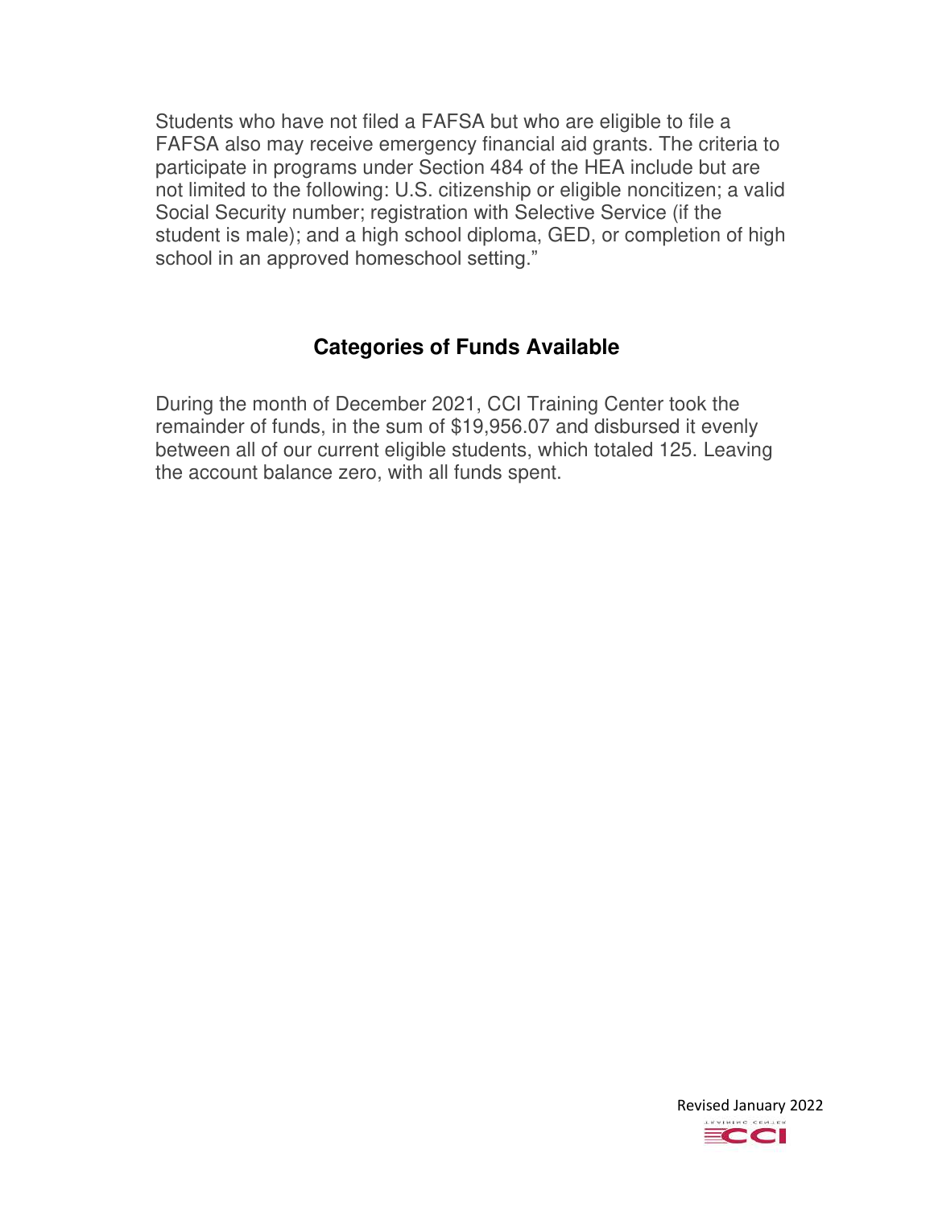Students who have not filed a FAFSA but who are eligible to file a FAFSA also may receive emergency financial aid grants. The criteria to participate in programs under Section 484 of the HEA include but are not limited to the following: U.S. citizenship or eligible noncitizen; a valid Social Security number; registration with Selective Service (if the student is male); and a high school diploma, GED, or completion of high school in an approved homeschool setting."

## Categories of Funds Available

During the month of December 2021, CCI Training Center took the remainder of funds, in the sum of $19,956.07 and disbursed it evenly between all of our current eligible students, which totaled 125. Leaving the account balance zero, with all funds spent.